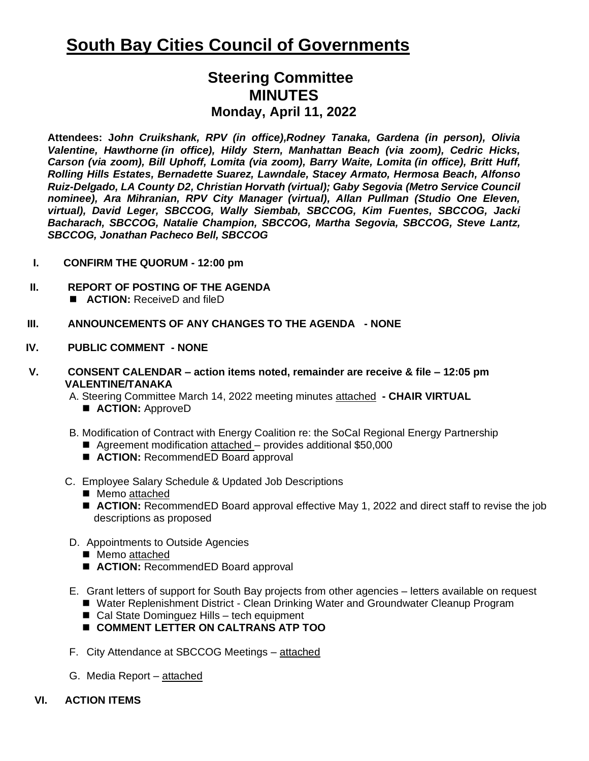# South Bay Cities Council of Governments

## Steering Committee
## MINUTES
## Monday, April 11, 2022

**Attendees:** ***John Cruikshank, RPV (in office),Rodney Tanaka, Gardena (in person), Olivia Valentine, Hawthorne (in office), Hildy Stern, Manhattan Beach (via zoom), Cedric Hicks, Carson (via zoom), Bill Uphoff, Lomita (via zoom), Barry Waite, Lomita (in office), Britt Huff, Rolling Hills Estates, Bernadette Suarez, Lawndale, Stacey Armato, Hermosa Beach, Alfonso Ruiz-Delgado, LA County D2, Christian Horvath (virtual); Gaby Segovia (Metro Service Council nominee), Ara Mihranian, RPV City Manager (virtual), Allan Pullman (Studio One Eleven, virtual), David Leger, SBCCOG, Wally Siembab, SBCCOG, Kim Fuentes, SBCCOG, Jacki Bacharach, SBCCOG, Natalie Champion, SBCCOG, Martha Segovia, SBCCOG, Steve Lantz, SBCCOG, Jonathan Pacheco Bell, SBCCOG***

**I. CONFIRM THE QUORUM - 12:00 pm**

**II. REPORT OF POSTING OF THE AGENDA**

- **ACTION:** ReceiveD and fileD

**III. ANNOUNCEMENTS OF ANY CHANGES TO THE AGENDA - NONE**

**IV. PUBLIC COMMENT - NONE**

**V. CONSENT CALENDAR – action items noted, remainder are receive & file – 12:05 pm VALENTINE/TANAKA**

A. Steering Committee March 14, 2022 meeting minutes attached **- CHAIR VIRTUAL**

- **ACTION:** ApproveD

B. Modification of Contract with Energy Coalition re: the SoCal Regional Energy Partnership

- Agreement modification attached – provides additional $50,000
- **ACTION:** RecommendED Board approval

C. Employee Salary Schedule & Updated Job Descriptions

- Memo attached
- **ACTION:** RecommendED Board approval effective May 1, 2022 and direct staff to revise the job descriptions as proposed

D. Appointments to Outside Agencies

- Memo attached
- **ACTION:** RecommendED Board approval

E. Grant letters of support for South Bay projects from other agencies – letters available on request

- Water Replenishment District - Clean Drinking Water and Groundwater Cleanup Program
- Cal State Dominguez Hills – tech equipment
- **COMMENT LETTER ON CALTRANS ATP TOO**

F. City Attendance at SBCCOG Meetings – attached

G. Media Report – attached

**VI. ACTION ITEMS**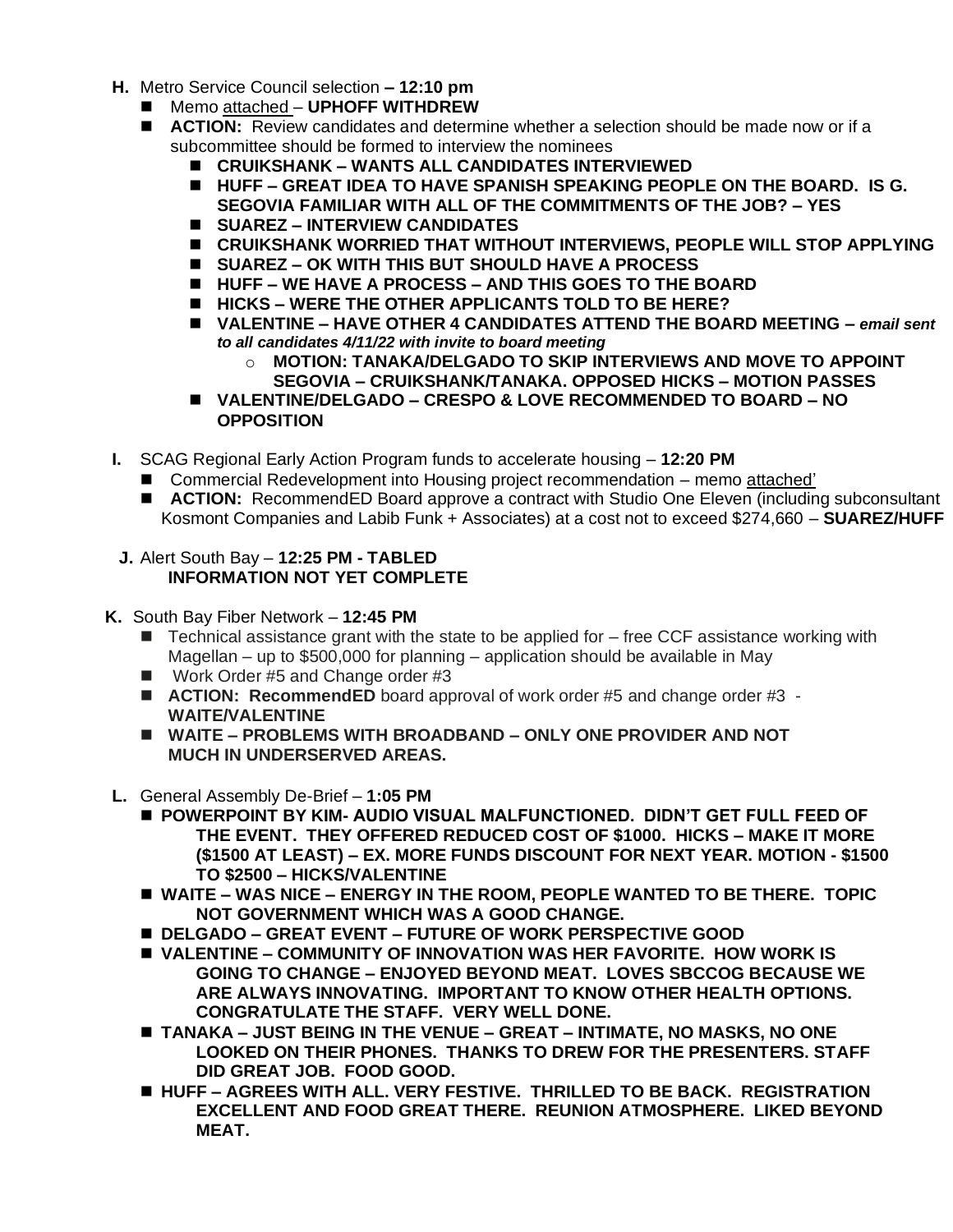- **H.** Metro Service Council selection **– 12:10 pm**
  - Memo attached – **UPHOFF WITHDREW**
  - **ACTION:** Review candidates and determine whether a selection should be made now or if a subcommittee should be formed to interview the nominees
    - **CRUIKSHANK – WANTS ALL CANDIDATES INTERVIEWED**
    - **HUFF – GREAT IDEA TO HAVE SPANISH SPEAKING PEOPLE ON THE BOARD. IS G. SEGOVIA FAMILIAR WITH ALL OF THE COMMITMENTS OF THE JOB? – YES**
    - **SUAREZ – INTERVIEW CANDIDATES**
    - **CRUIKSHANK WORRIED THAT WITHOUT INTERVIEWS, PEOPLE WILL STOP APPLYING**
    - **SUAREZ – OK WITH THIS BUT SHOULD HAVE A PROCESS**
    - **HUFF – WE HAVE A PROCESS – AND THIS GOES TO THE BOARD**
    - **HICKS – WERE THE OTHER APPLICANTS TOLD TO BE HERE?**
    - **VALENTINE – HAVE OTHER 4 CANDIDATES ATTEND THE BOARD MEETING –** ***email sent to all candidates 4/11/22 with invite to board meeting***
      - **MOTION: TANAKA/DELGADO TO SKIP INTERVIEWS AND MOVE TO APPOINT SEGOVIA – CRUIKSHANK/TANAKA. OPPOSED HICKS – MOTION PASSES**
    - **VALENTINE/DELGADO – CRESPO & LOVE RECOMMENDED TO BOARD – NO OPPOSITION**

- **I.** SCAG Regional Early Action Program funds to accelerate housing – **12:20 PM**
  - Commercial Redevelopment into Housing project recommendation – memo attached'
  - **ACTION:** RecommendED Board approve a contract with Studio One Eleven (including subconsultant Kosmont Companies and Labib Funk + Associates) at a cost not to exceed $274,660 – **SUAREZ/HUFF**

- **J.** Alert South Bay – **12:25 PM - TABLED**
  **INFORMATION NOT YET COMPLETE**

- **K.** South Bay Fiber Network – **12:45 PM**
  - Technical assistance grant with the state to be applied for – free CCF assistance working with Magellan – up to $500,000 for planning – application should be available in May
  - Work Order #5 and Change order #3
  - **ACTION: RecommendED** board approval of work order #5 and change order #3 - **WAITE/VALENTINE**
  - **WAITE – PROBLEMS WITH BROADBAND – ONLY ONE PROVIDER AND NOT MUCH IN UNDERSERVED AREAS.**

- **L.** General Assembly De-Brief – **1:05 PM**
  - **POWERPOINT BY KIM- AUDIO VISUAL MALFUNCTIONED. DIDN'T GET FULL FEED OF THE EVENT. THEY OFFERED REDUCED COST OF $1000. HICKS – MAKE IT MORE ($1500 AT LEAST) – EX. MORE FUNDS DISCOUNT FOR NEXT YEAR. MOTION - $1500 TO $2500 – HICKS/VALENTINE**
  - **WAITE – WAS NICE – ENERGY IN THE ROOM, PEOPLE WANTED TO BE THERE. TOPIC NOT GOVERNMENT WHICH WAS A GOOD CHANGE.**
  - **DELGADO – GREAT EVENT – FUTURE OF WORK PERSPECTIVE GOOD**
  - **VALENTINE – COMMUNITY OF INNOVATION WAS HER FAVORITE. HOW WORK IS GOING TO CHANGE – ENJOYED BEYOND MEAT. LOVES SBCCOG BECAUSE WE ARE ALWAYS INNOVATING. IMPORTANT TO KNOW OTHER HEALTH OPTIONS. CONGRATULATE THE STAFF. VERY WELL DONE.**
  - **TANAKA – JUST BEING IN THE VENUE – GREAT – INTIMATE, NO MASKS, NO ONE LOOKED ON THEIR PHONES. THANKS TO DREW FOR THE PRESENTERS. STAFF DID GREAT JOB. FOOD GOOD.**
  - **HUFF – AGREES WITH ALL. VERY FESTIVE. THRILLED TO BE BACK. REGISTRATION EXCELLENT AND FOOD GREAT THERE. REUNION ATMOSPHERE. LIKED BEYOND MEAT.**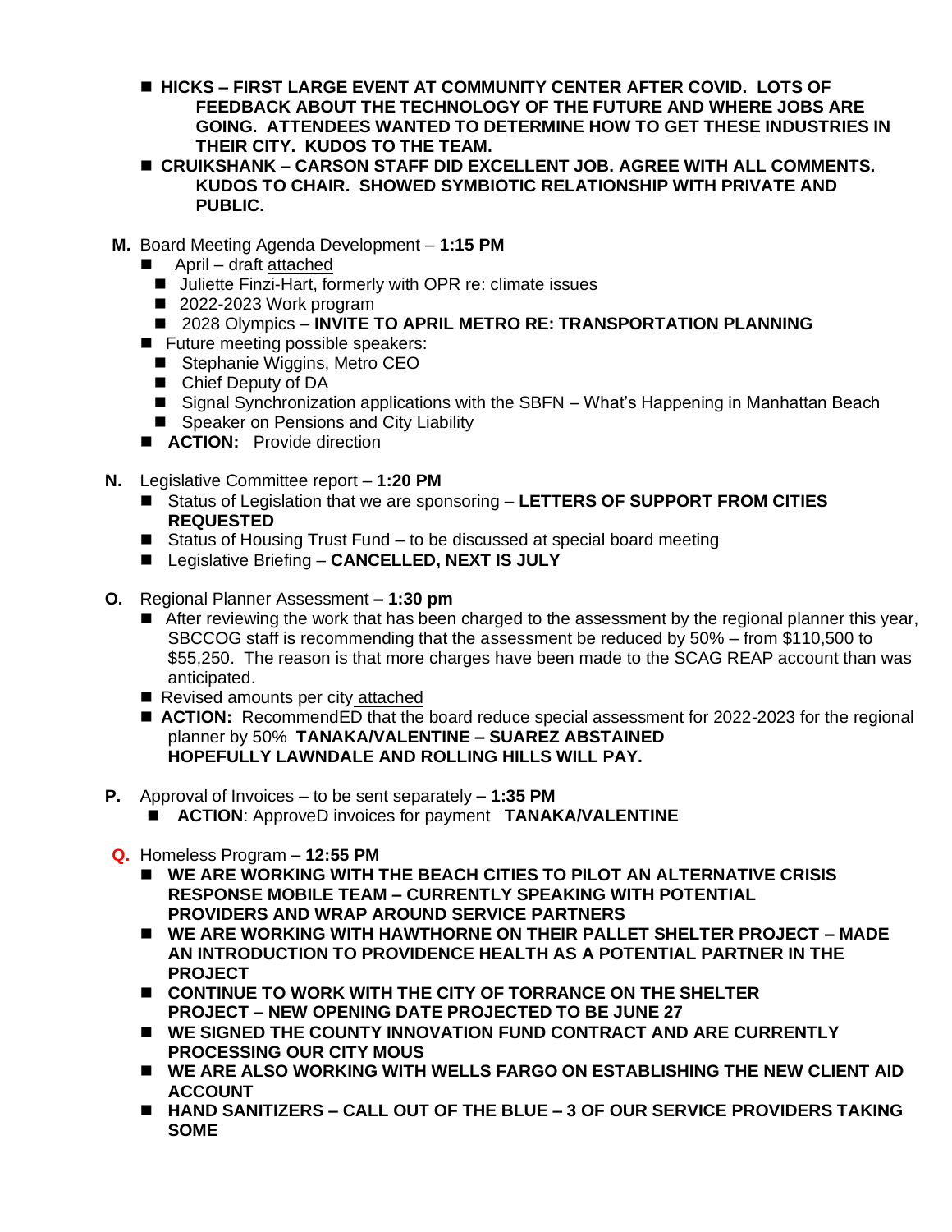- **HICKS – FIRST LARGE EVENT AT COMMUNITY CENTER AFTER COVID. LOTS OF FEEDBACK ABOUT THE TECHNOLOGY OF THE FUTURE AND WHERE JOBS ARE GOING. ATTENDEES WANTED TO DETERMINE HOW TO GET THESE INDUSTRIES IN THEIR CITY. KUDOS TO THE TEAM.**
- **CRUIKSHANK – CARSON STAFF DID EXCELLENT JOB. AGREE WITH ALL COMMENTS. KUDOS TO CHAIR. SHOWED SYMBIOTIC RELATIONSHIP WITH PRIVATE AND PUBLIC.**

**M.** Board Meeting Agenda Development – **1:15 PM**

- April – draft attached
  - Juliette Finzi-Hart, formerly with OPR re: climate issues
  - 2022-2023 Work program
  - 2028 Olympics – **INVITE TO APRIL METRO RE: TRANSPORTATION PLANNING**
- Future meeting possible speakers:
  - Stephanie Wiggins, Metro CEO
  - Chief Deputy of DA
  - Signal Synchronization applications with the SBFN – What's Happening in Manhattan Beach
  - Speaker on Pensions and City Liability
- **ACTION:** Provide direction

**N.** Legislative Committee report – **1:20 PM**

- Status of Legislation that we are sponsoring – **LETTERS OF SUPPORT FROM CITIES REQUESTED**
- Status of Housing Trust Fund – to be discussed at special board meeting
- Legislative Briefing – **CANCELLED, NEXT IS JULY**

**O.** Regional Planner Assessment **– 1:30 pm**

- After reviewing the work that has been charged to the assessment by the regional planner this year, SBCCOG staff is recommending that the assessment be reduced by 50% – from $110,500 to $55,250. The reason is that more charges have been made to the SCAG REAP account than was anticipated.
- Revised amounts per city attached
- **ACTION:** RecommendED that the board reduce special assessment for 2022-2023 for the regional planner by 50% **TANAKA/VALENTINE – SUAREZ ABSTAINED HOPEFULLY LAWNDALE AND ROLLING HILLS WILL PAY.**

**P.** Approval of Invoices – to be sent separately **– 1:35 PM**

- **ACTION**: ApproveD invoices for payment **TANAKA/VALENTINE**

**Q.** Homeless Program **– 12:55 PM**

- **WE ARE WORKING WITH THE BEACH CITIES TO PILOT AN ALTERNATIVE CRISIS RESPONSE MOBILE TEAM – CURRENTLY SPEAKING WITH POTENTIAL PROVIDERS AND WRAP AROUND SERVICE PARTNERS**
- **WE ARE WORKING WITH HAWTHORNE ON THEIR PALLET SHELTER PROJECT – MADE AN INTRODUCTION TO PROVIDENCE HEALTH AS A POTENTIAL PARTNER IN THE PROJECT**
- **CONTINUE TO WORK WITH THE CITY OF TORRANCE ON THE SHELTER PROJECT – NEW OPENING DATE PROJECTED TO BE JUNE 27**
- **WE SIGNED THE COUNTY INNOVATION FUND CONTRACT AND ARE CURRENTLY PROCESSING OUR CITY MOUS**
- **WE ARE ALSO WORKING WITH WELLS FARGO ON ESTABLISHING THE NEW CLIENT AID ACCOUNT**
- **HAND SANITIZERS – CALL OUT OF THE BLUE – 3 OF OUR SERVICE PROVIDERS TAKING SOME**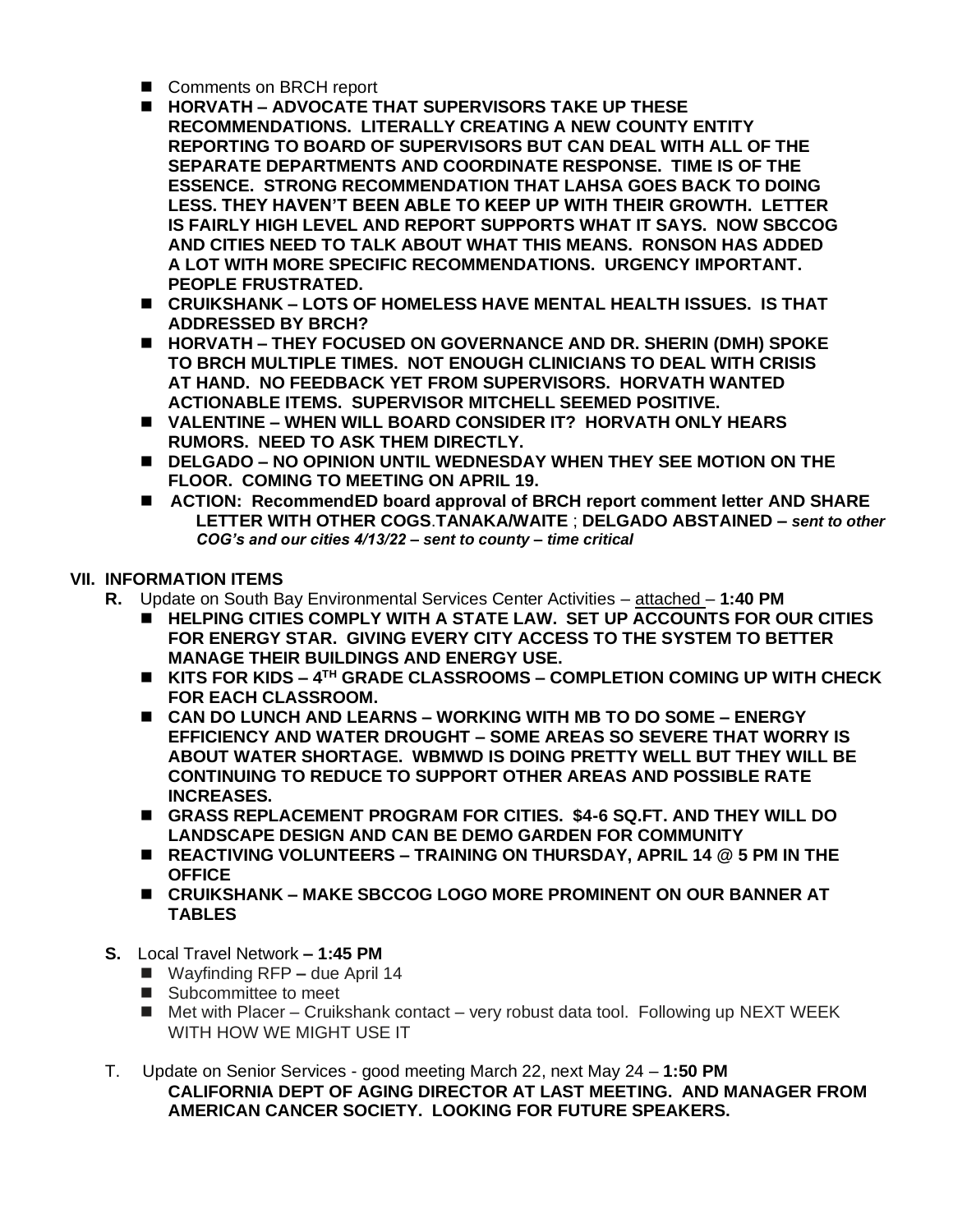- Comments on BRCH report
- **HORVATH – ADVOCATE THAT SUPERVISORS TAKE UP THESE RECOMMENDATIONS. LITERALLY CREATING A NEW COUNTY ENTITY REPORTING TO BOARD OF SUPERVISORS BUT CAN DEAL WITH ALL OF THE SEPARATE DEPARTMENTS AND COORDINATE RESPONSE. TIME IS OF THE ESSENCE. STRONG RECOMMENDATION THAT LAHSA GOES BACK TO DOING LESS. THEY HAVEN'T BEEN ABLE TO KEEP UP WITH THEIR GROWTH. LETTER IS FAIRLY HIGH LEVEL AND REPORT SUPPORTS WHAT IT SAYS. NOW SBCCOG AND CITIES NEED TO TALK ABOUT WHAT THIS MEANS. RONSON HAS ADDED A LOT WITH MORE SPECIFIC RECOMMENDATIONS. URGENCY IMPORTANT. PEOPLE FRUSTRATED.**
- **CRUIKSHANK – LOTS OF HOMELESS HAVE MENTAL HEALTH ISSUES. IS THAT ADDRESSED BY BRCH?**
- **HORVATH – THEY FOCUSED ON GOVERNANCE AND DR. SHERIN (DMH) SPOKE TO BRCH MULTIPLE TIMES. NOT ENOUGH CLINICIANS TO DEAL WITH CRISIS AT HAND. NO FEEDBACK YET FROM SUPERVISORS. HORVATH WANTED ACTIONABLE ITEMS. SUPERVISOR MITCHELL SEEMED POSITIVE.**
- **VALENTINE – WHEN WILL BOARD CONSIDER IT? HORVATH ONLY HEARS RUMORS. NEED TO ASK THEM DIRECTLY.**
- **DELGADO – NO OPINION UNTIL WEDNESDAY WHEN THEY SEE MOTION ON THE FLOOR. COMING TO MEETING ON APRIL 19.**
- **ACTION: RecommendED board approval of BRCH report comment letter AND SHARE LETTER WITH OTHER COGS.TANAKA/WAITE ; DELGADO ABSTAINED –** ***sent to other COG's and our cities 4/13/22 – sent to county – time critical***

## VII. INFORMATION ITEMS

**R.** Update on South Bay Environmental Services Center Activities – attached – **1:40 PM**

- **HELPING CITIES COMPLY WITH A STATE LAW. SET UP ACCOUNTS FOR OUR CITIES FOR ENERGY STAR. GIVING EVERY CITY ACCESS TO THE SYSTEM TO BETTER MANAGE THEIR BUILDINGS AND ENERGY USE.**
- **KITS FOR KIDS – 4TH GRADE CLASSROOMS – COMPLETION COMING UP WITH CHECK FOR EACH CLASSROOM.**
- **CAN DO LUNCH AND LEARNS – WORKING WITH MB TO DO SOME – ENERGY EFFICIENCY AND WATER DROUGHT – SOME AREAS SO SEVERE THAT WORRY IS ABOUT WATER SHORTAGE. WBMWD IS DOING PRETTY WELL BUT THEY WILL BE CONTINUING TO REDUCE TO SUPPORT OTHER AREAS AND POSSIBLE RATE INCREASES.**
- **GRASS REPLACEMENT PROGRAM FOR CITIES. $4-6 SQ.FT. AND THEY WILL DO LANDSCAPE DESIGN AND CAN BE DEMO GARDEN FOR COMMUNITY**
- **REACTIVING VOLUNTEERS – TRAINING ON THURSDAY, APRIL 14 @ 5 PM IN THE OFFICE**
- **CRUIKSHANK – MAKE SBCCOG LOGO MORE PROMINENT ON OUR BANNER AT TABLES**

**S.** Local Travel Network **– 1:45 PM**

- Wayfinding RFP **–** due April 14
- Subcommittee to meet
- Met with Placer – Cruikshank contact – very robust data tool. Following up NEXT WEEK WITH HOW WE MIGHT USE IT

T. Update on Senior Services - good meeting March 22, next May 24 – **1:50 PM**

**CALIFORNIA DEPT OF AGING DIRECTOR AT LAST MEETING. AND MANAGER FROM AMERICAN CANCER SOCIETY. LOOKING FOR FUTURE SPEAKERS.**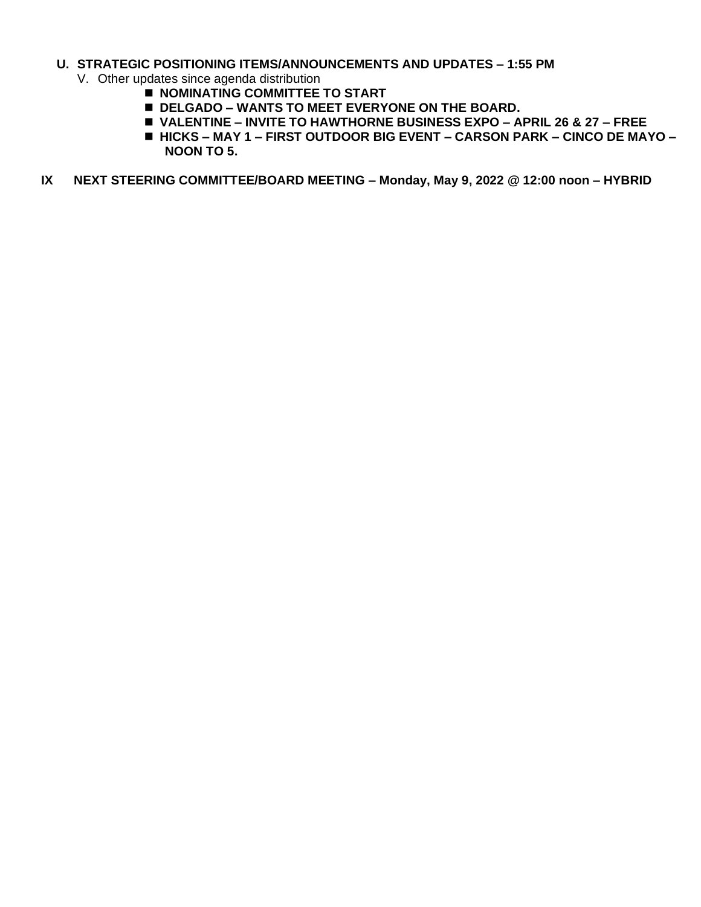**U. STRATEGIC POSITIONING ITEMS/ANNOUNCEMENTS AND UPDATES – 1:55 PM**

V. Other updates since agenda distribution

- **NOMINATING COMMITTEE TO START**
- **DELGADO – WANTS TO MEET EVERYONE ON THE BOARD.**
- **VALENTINE – INVITE TO HAWTHORNE BUSINESS EXPO – APRIL 26 & 27 – FREE**
- **HICKS – MAY 1 – FIRST OUTDOOR BIG EVENT – CARSON PARK – CINCO DE MAYO – NOON TO 5.**

**IX NEXT STEERING COMMITTEE/BOARD MEETING – Monday, May 9, 2022 @ 12:00 noon – HYBRID**